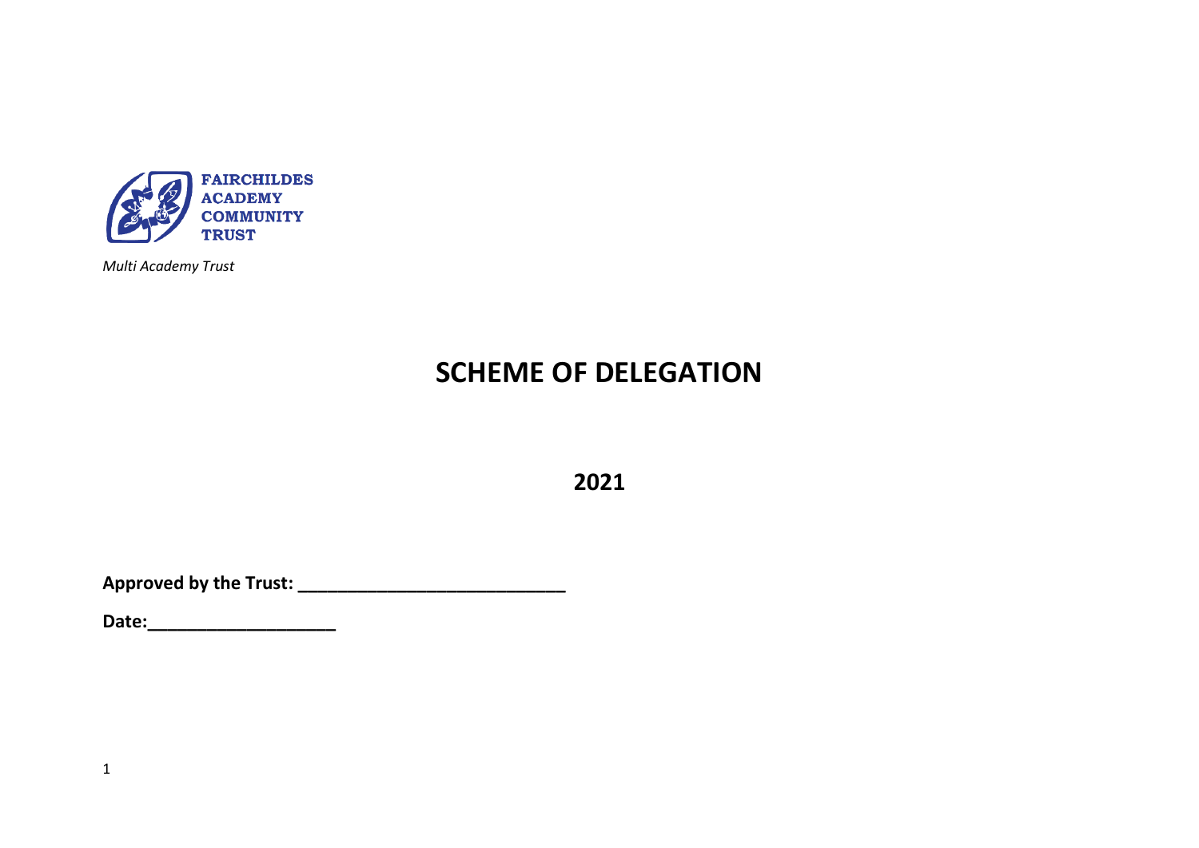FAIRCHILDES ACADEMY COMMUNITY TRUST

*Multi Academy Trust*

# SCHEME OF DELEGATION

## 2021

**Approved by the Trust: ___________________________**

**Date:___________________**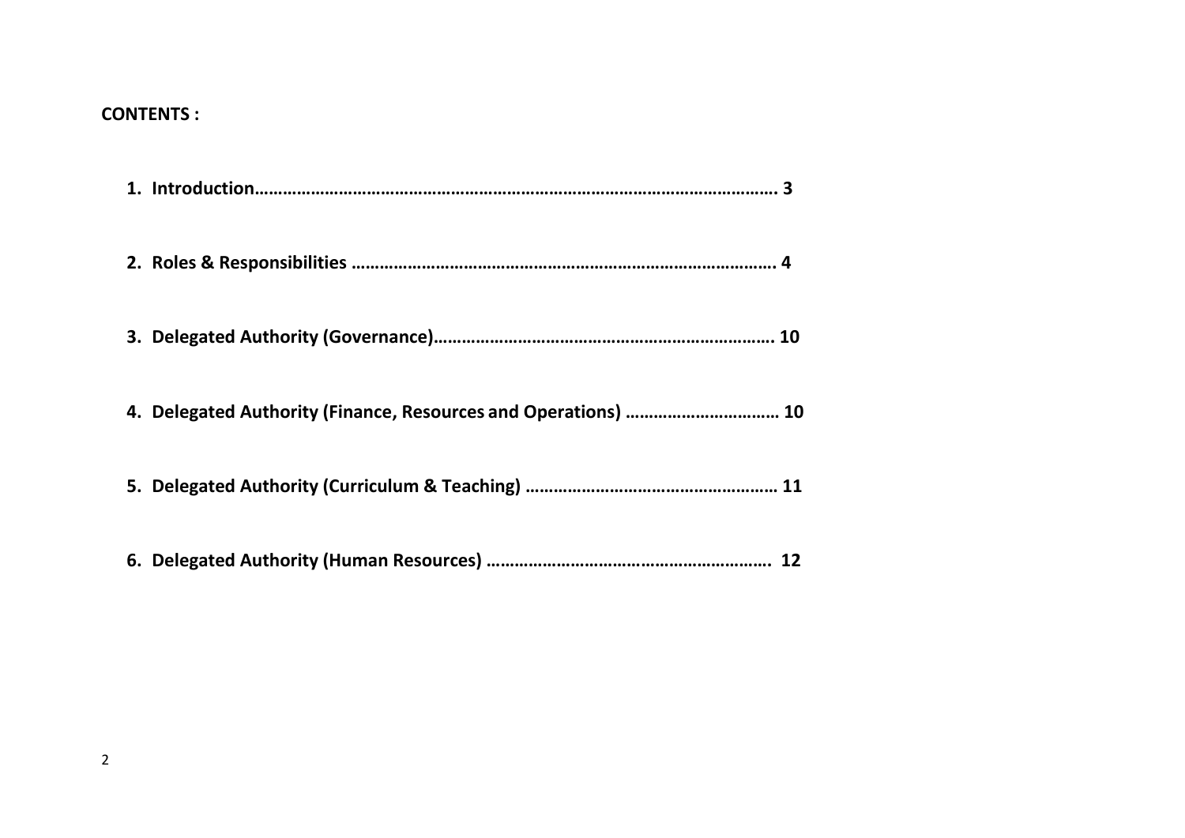**CONTENTS :**

1. **Introduction………………………………………………………………………………………………… 3**
2. **Roles & Responsibilities ……………………………………………………………………………. 4**
3. **Delegated Authority (Governance)………………………………………………………………. 10**
4. **Delegated Authority (Finance, Resources and Operations) …………………………… 10**
5. **Delegated Authority (Curriculum & Teaching) ……………………………………………… 11**
6. **Delegated Authority (Human Resources) …………………………………………………. 12**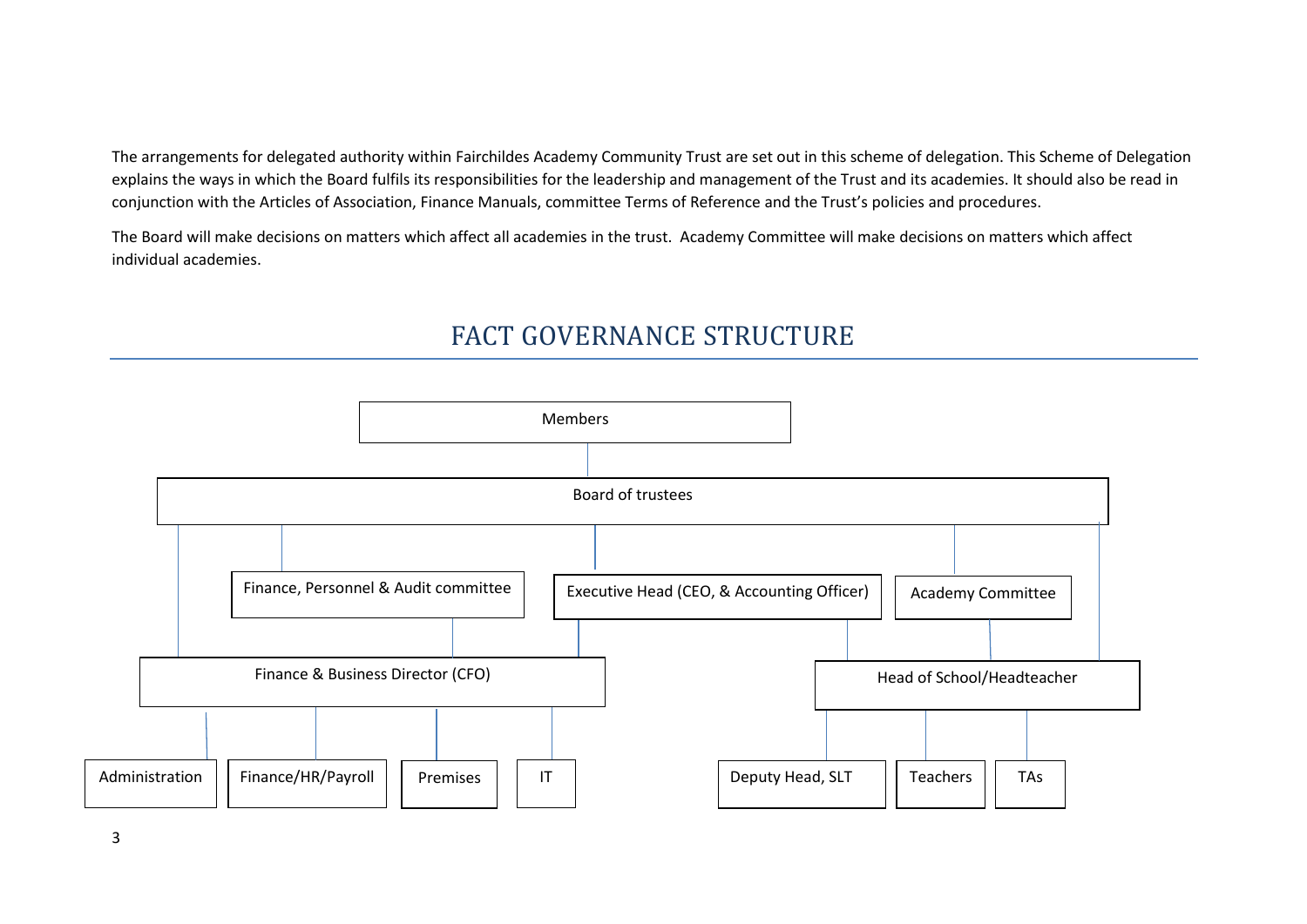The arrangements for delegated authority within Fairchildes Academy Community Trust are set out in this scheme of delegation. This Scheme of Delegation explains the ways in which the Board fulfils its responsibilities for the leadership and management of the Trust and its academies. It should also be read in conjunction with the Articles of Association, Finance Manuals, committee Terms of Reference and the Trust's policies and procedures.

The Board will make decisions on matters which affect all academies in the trust. Academy Committee will make decisions on matters which affect individual academies.

# FACT GOVERNANCE STRUCTURE

- Members
  - Board of trustees
    - Finance, Personnel & Audit committee
      - Finance & Business Director (CFO)
    - Executive Head (CEO, & Accounting Officer)
      - Finance & Business Director (CFO)
      - Head of School/Headteacher
    - Academy Committee
      - Head of School/Headteacher
    - Finance & Business Director (CFO)
      - Administration
      - Finance/HR/Payroll
      - Premises
      - IT
    - Head of School/Headteacher
      - Deputy Head, SLT
      - Teachers
      - TAs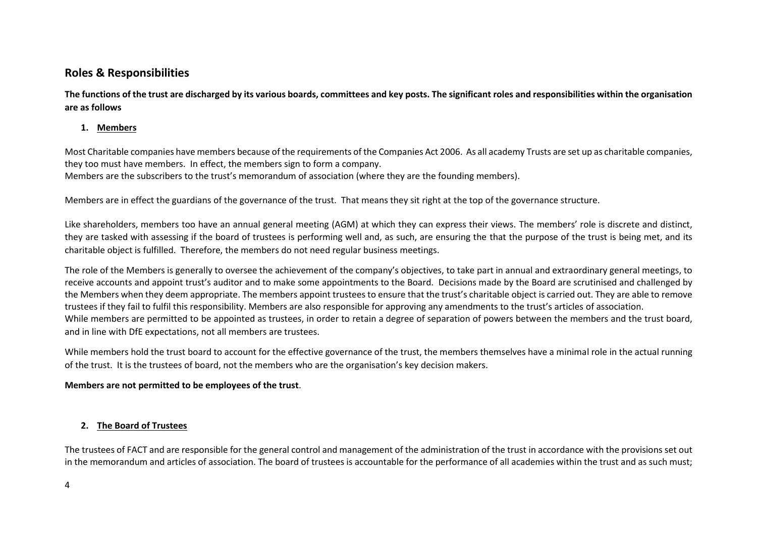## Roles & Responsibilities

**The functions of the trust are discharged by its various boards, committees and key posts. The significant roles and responsibilities within the organisation are as follows**

1. **Members**

Most Charitable companies have members because of the requirements of the Companies Act 2006. As all academy Trusts are set up as charitable companies, they too must have members. In effect, the members sign to form a company.
Members are the subscribers to the trust's memorandum of association (where they are the founding members).

Members are in effect the guardians of the governance of the trust. That means they sit right at the top of the governance structure.

Like shareholders, members too have an annual general meeting (AGM) at which they can express their views. The members' role is discrete and distinct, they are tasked with assessing if the board of trustees is performing well and, as such, are ensuring the that the purpose of the trust is being met, and its charitable object is fulfilled. Therefore, the members do not need regular business meetings.

The role of the Members is generally to oversee the achievement of the company's objectives, to take part in annual and extraordinary general meetings, to receive accounts and appoint trust's auditor and to make some appointments to the Board. Decisions made by the Board are scrutinised and challenged by the Members when they deem appropriate. The members appoint trustees to ensure that the trust's charitable object is carried out. They are able to remove trustees if they fail to fulfil this responsibility. Members are also responsible for approving any amendments to the trust's articles of association.
While members are permitted to be appointed as trustees, in order to retain a degree of separation of powers between the members and the trust board, and in line with DfE expectations, not all members are trustees.

While members hold the trust board to account for the effective governance of the trust, the members themselves have a minimal role in the actual running of the trust. It is the trustees of board, not the members who are the organisation's key decision makers.

**Members are not permitted to be employees of the trust**.

2. **The Board of Trustees**

The trustees of FACT and are responsible for the general control and management of the administration of the trust in accordance with the provisions set out in the memorandum and articles of association. The board of trustees is accountable for the performance of all academies within the trust and as such must;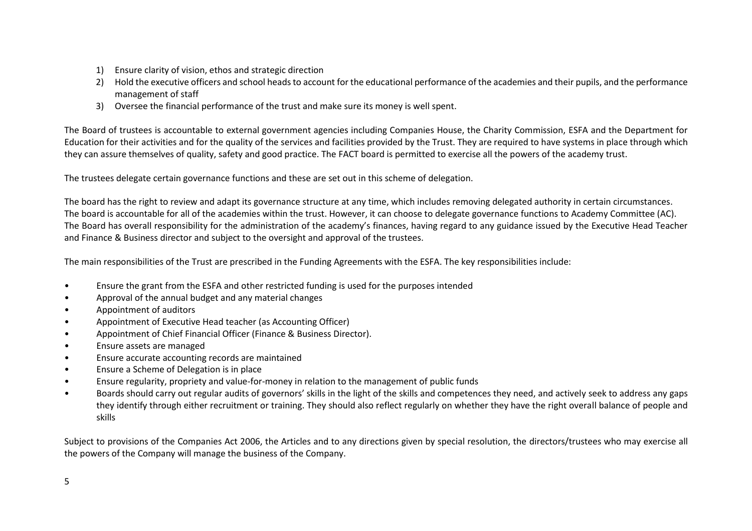1) Ensure clarity of vision, ethos and strategic direction
2) Hold the executive officers and school heads to account for the educational performance of the academies and their pupils, and the performance management of staff
3) Oversee the financial performance of the trust and make sure its money is well spent.

The Board of trustees is accountable to external government agencies including Companies House, the Charity Commission, ESFA and the Department for Education for their activities and for the quality of the services and facilities provided by the Trust. They are required to have systems in place through which they can assure themselves of quality, safety and good practice. The FACT board is permitted to exercise all the powers of the academy trust.

The trustees delegate certain governance functions and these are set out in this scheme of delegation.

The board has the right to review and adapt its governance structure at any time, which includes removing delegated authority in certain circumstances. The board is accountable for all of the academies within the trust. However, it can choose to delegate governance functions to Academy Committee (AC). The Board has overall responsibility for the administration of the academy's finances, having regard to any guidance issued by the Executive Head Teacher and Finance & Business director and subject to the oversight and approval of the trustees.

The main responsibilities of the Trust are prescribed in the Funding Agreements with the ESFA. The key responsibilities include:

- Ensure the grant from the ESFA and other restricted funding is used for the purposes intended
- Approval of the annual budget and any material changes
- Appointment of auditors
- Appointment of Executive Head teacher (as Accounting Officer)
- Appointment of Chief Financial Officer (Finance & Business Director).
- Ensure assets are managed
- Ensure accurate accounting records are maintained
- Ensure a Scheme of Delegation is in place
- Ensure regularity, propriety and value-for-money in relation to the management of public funds
- Boards should carry out regular audits of governors' skills in the light of the skills and competences they need, and actively seek to address any gaps they identify through either recruitment or training. They should also reflect regularly on whether they have the right overall balance of people and skills

Subject to provisions of the Companies Act 2006, the Articles and to any directions given by special resolution, the directors/trustees who may exercise all the powers of the Company will manage the business of the Company.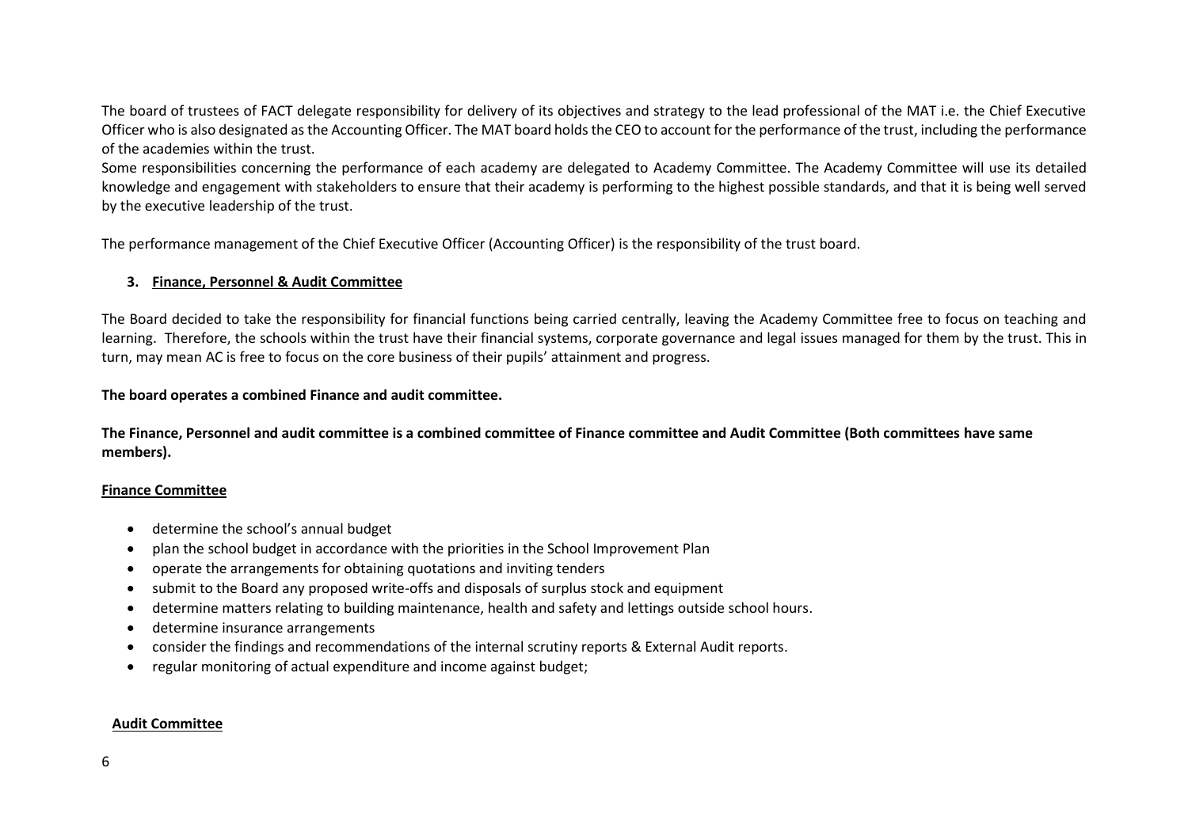The board of trustees of FACT delegate responsibility for delivery of its objectives and strategy to the lead professional of the MAT i.e. the Chief Executive Officer who is also designated as the Accounting Officer. The MAT board holds the CEO to account for the performance of the trust, including the performance of the academies within the trust.

Some responsibilities concerning the performance of each academy are delegated to Academy Committee. The Academy Committee will use its detailed knowledge and engagement with stakeholders to ensure that their academy is performing to the highest possible standards, and that it is being well served by the executive leadership of the trust.

The performance management of the Chief Executive Officer (Accounting Officer) is the responsibility of the trust board.

## 3. Finance, Personnel & Audit Committee

The Board decided to take the responsibility for financial functions being carried centrally, leaving the Academy Committee free to focus on teaching and learning. Therefore, the schools within the trust have their financial systems, corporate governance and legal issues managed for them by the trust. This in turn, may mean AC is free to focus on the core business of their pupils' attainment and progress.

**The board operates a combined Finance and audit committee.**

**The Finance, Personnel and audit committee is a combined committee of Finance committee and Audit Committee (Both committees have same members).**

### Finance Committee

- determine the school's annual budget
- plan the school budget in accordance with the priorities in the School Improvement Plan
- operate the arrangements for obtaining quotations and inviting tenders
- submit to the Board any proposed write-offs and disposals of surplus stock and equipment
- determine matters relating to building maintenance, health and safety and lettings outside school hours.
- determine insurance arrangements
- consider the findings and recommendations of the internal scrutiny reports & External Audit reports.
- regular monitoring of actual expenditure and income against budget;

### Audit Committee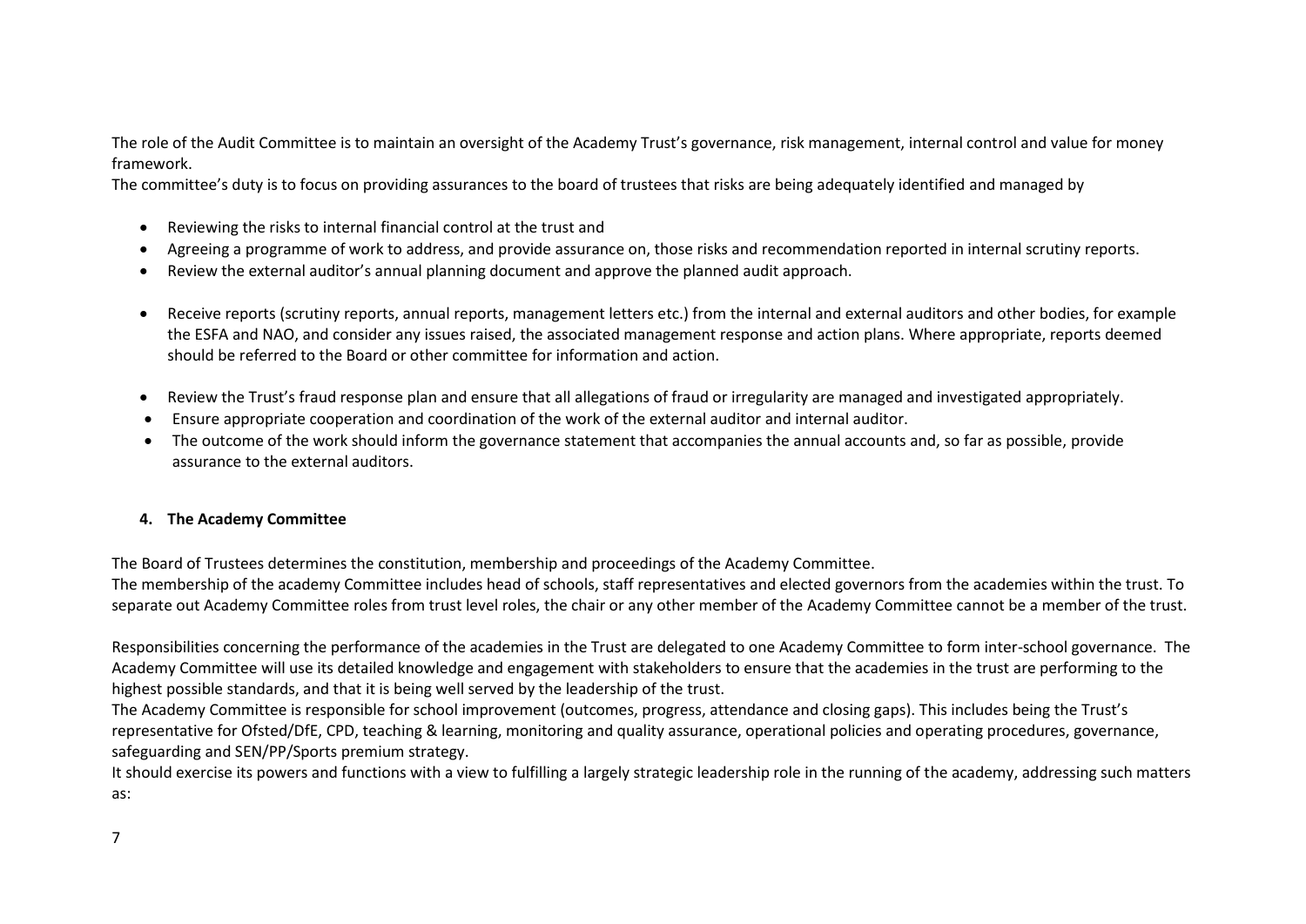The role of the Audit Committee is to maintain an oversight of the Academy Trust's governance, risk management, internal control and value for money framework.

The committee's duty is to focus on providing assurances to the board of trustees that risks are being adequately identified and managed by

- Reviewing the risks to internal financial control at the trust and
- Agreeing a programme of work to address, and provide assurance on, those risks and recommendation reported in internal scrutiny reports.
- Review the external auditor's annual planning document and approve the planned audit approach.
- Receive reports (scrutiny reports, annual reports, management letters etc.) from the internal and external auditors and other bodies, for example the ESFA and NAO, and consider any issues raised, the associated management response and action plans. Where appropriate, reports deemed should be referred to the Board or other committee for information and action.
- Review the Trust's fraud response plan and ensure that all allegations of fraud or irregularity are managed and investigated appropriately.
- Ensure appropriate cooperation and coordination of the work of the external auditor and internal auditor.
- The outcome of the work should inform the governance statement that accompanies the annual accounts and, so far as possible, provide assurance to the external auditors.

**4. The Academy Committee**

The Board of Trustees determines the constitution, membership and proceedings of the Academy Committee.

The membership of the academy Committee includes head of schools, staff representatives and elected governors from the academies within the trust. To separate out Academy Committee roles from trust level roles, the chair or any other member of the Academy Committee cannot be a member of the trust.

Responsibilities concerning the performance of the academies in the Trust are delegated to one Academy Committee to form inter-school governance. The Academy Committee will use its detailed knowledge and engagement with stakeholders to ensure that the academies in the trust are performing to the highest possible standards, and that it is being well served by the leadership of the trust.

The Academy Committee is responsible for school improvement (outcomes, progress, attendance and closing gaps). This includes being the Trust's representative for Ofsted/DfE, CPD, teaching & learning, monitoring and quality assurance, operational policies and operating procedures, governance, safeguarding and SEN/PP/Sports premium strategy.

It should exercise its powers and functions with a view to fulfilling a largely strategic leadership role in the running of the academy, addressing such matters as: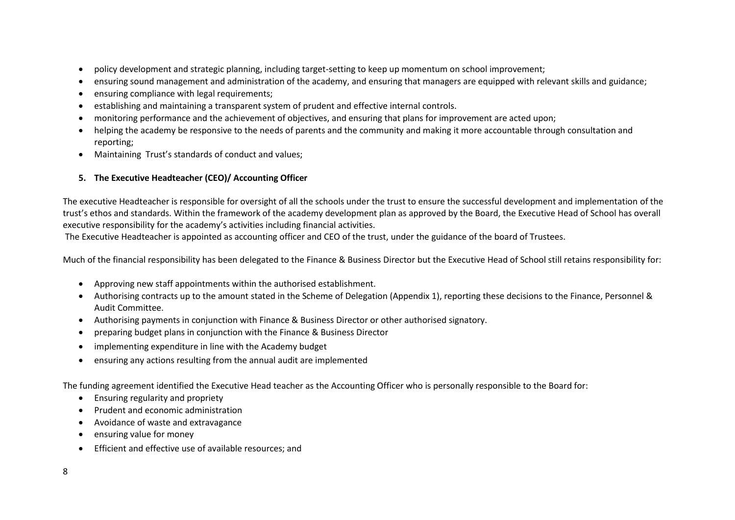- policy development and strategic planning, including target-setting to keep up momentum on school improvement;
- ensuring sound management and administration of the academy, and ensuring that managers are equipped with relevant skills and guidance;
- ensuring compliance with legal requirements;
- establishing and maintaining a transparent system of prudent and effective internal controls.
- monitoring performance and the achievement of objectives, and ensuring that plans for improvement are acted upon;
- helping the academy be responsive to the needs of parents and the community and making it more accountable through consultation and reporting;
- Maintaining Trust's standards of conduct and values;

## 5. The Executive Headteacher (CEO)/ Accounting Officer

The executive Headteacher is responsible for oversight of all the schools under the trust to ensure the successful development and implementation of the trust's ethos and standards. Within the framework of the academy development plan as approved by the Board, the Executive Head of School has overall executive responsibility for the academy's activities including financial activities.
The Executive Headteacher is appointed as accounting officer and CEO of the trust, under the guidance of the board of Trustees.

Much of the financial responsibility has been delegated to the Finance & Business Director but the Executive Head of School still retains responsibility for:

- Approving new staff appointments within the authorised establishment.
- Authorising contracts up to the amount stated in the Scheme of Delegation (Appendix 1), reporting these decisions to the Finance, Personnel & Audit Committee.
- Authorising payments in conjunction with Finance & Business Director or other authorised signatory.
- preparing budget plans in conjunction with the Finance & Business Director
- implementing expenditure in line with the Academy budget
- ensuring any actions resulting from the annual audit are implemented

The funding agreement identified the Executive Head teacher as the Accounting Officer who is personally responsible to the Board for:

- Ensuring regularity and propriety
- Prudent and economic administration
- Avoidance of waste and extravagance
- ensuring value for money
- Efficient and effective use of available resources; and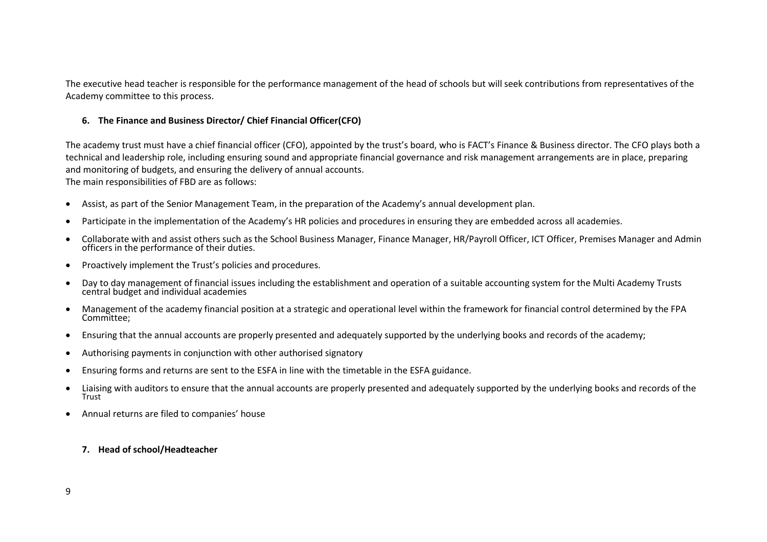The executive head teacher is responsible for the performance management of the head of schools but will seek contributions from representatives of the Academy committee to this process.

### 6. The Finance and Business Director/ Chief Financial Officer(CFO)

The academy trust must have a chief financial officer (CFO), appointed by the trust's board, who is FACT's Finance & Business director. The CFO plays both a technical and leadership role, including ensuring sound and appropriate financial governance and risk management arrangements are in place, preparing and monitoring of budgets, and ensuring the delivery of annual accounts.
The main responsibilities of FBD are as follows:

- Assist, as part of the Senior Management Team, in the preparation of the Academy's annual development plan.
- Participate in the implementation of the Academy's HR policies and procedures in ensuring they are embedded across all academies.
- Collaborate with and assist others such as the School Business Manager, Finance Manager, HR/Payroll Officer, ICT Officer, Premises Manager and Admin officers in the performance of their duties.
- Proactively implement the Trust's policies and procedures.
- Day to day management of financial issues including the establishment and operation of a suitable accounting system for the Multi Academy Trusts central budget and individual academies
- Management of the academy financial position at a strategic and operational level within the framework for financial control determined by the FPA Committee;
- Ensuring that the annual accounts are properly presented and adequately supported by the underlying books and records of the academy;
- Authorising payments in conjunction with other authorised signatory
- Ensuring forms and returns are sent to the ESFA in line with the timetable in the ESFA guidance.
- Liaising with auditors to ensure that the annual accounts are properly presented and adequately supported by the underlying books and records of the Trust
- Annual returns are filed to companies' house

### 7. Head of school/Headteacher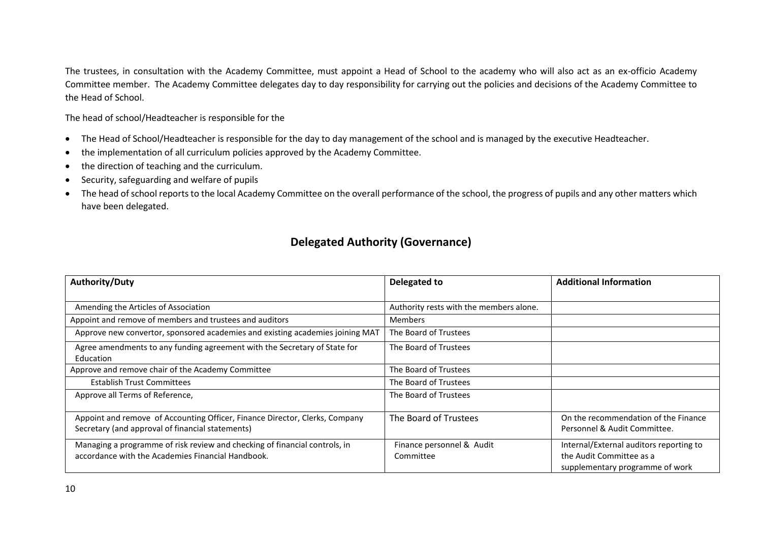The trustees, in consultation with the Academy Committee, must appoint a Head of School to the academy who will also act as an ex-officio Academy Committee member. The Academy Committee delegates day to day responsibility for carrying out the policies and decisions of the Academy Committee to the Head of School.

The head of school/Headteacher is responsible for the

- The Head of School/Headteacher is responsible for the day to day management of the school and is managed by the executive Headteacher.
- the implementation of all curriculum policies approved by the Academy Committee.
- the direction of teaching and the curriculum.
- Security, safeguarding and welfare of pupils
- The head of school reports to the local Academy Committee on the overall performance of the school, the progress of pupils and any other matters which have been delegated.

## Delegated Authority (Governance)

| Authority/Duty | Delegated to | Additional Information |
|---|---|---|
| Amending the Articles of Association | Authority rests with the members alone. | |
| Appoint and remove of members and trustees and auditors | Members | |
| Approve new convertor, sponsored academies and existing academies joining MAT | The Board of Trustees | |
| Agree amendments to any funding agreement with the Secretary of State for Education | The Board of Trustees | |
| Approve and remove chair of the Academy Committee | The Board of Trustees | |
| Establish Trust Committees | The Board of Trustees | |
| Approve all Terms of Reference, | The Board of Trustees | |
| Appoint and remove of Accounting Officer, Finance Director, Clerks, Company Secretary (and approval of financial statements) | The Board of Trustees | On the recommendation of the Finance Personnel & Audit Committee. |
| Managing a programme of risk review and checking of financial controls, in accordance with the Academies Financial Handbook. | Finance personnel & Audit Committee | Internal/External auditors reporting to the Audit Committee as a supplementary programme of work |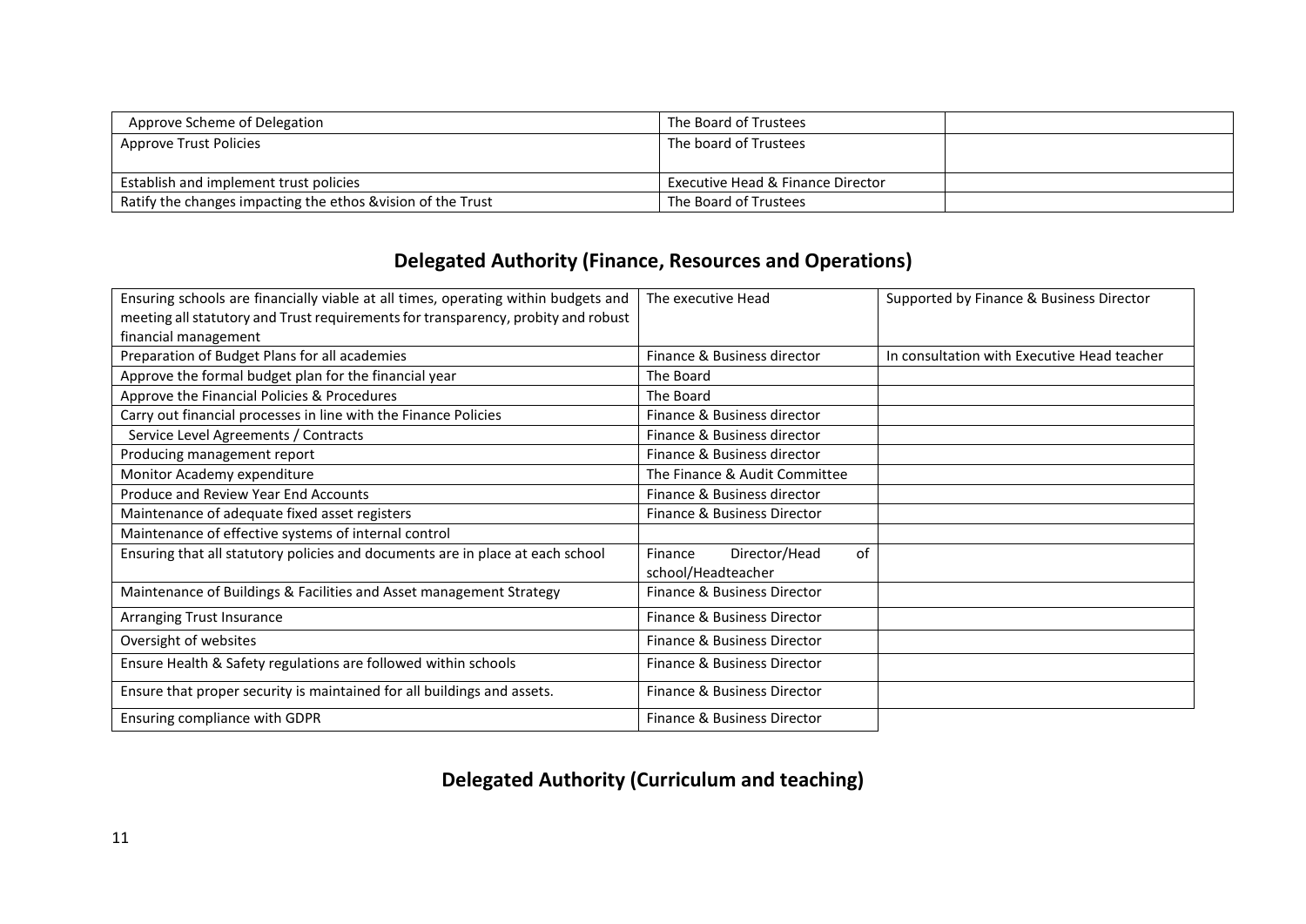| | | |
|---|---|---|
| Approve Scheme of Delegation | The Board of Trustees | |
| Approve Trust Policies | The board of Trustees | |
| Establish and implement trust policies | Executive Head & Finance Director | |
| Ratify the changes impacting the ethos &vision of the Trust | The Board of Trustees | |

## Delegated Authority (Finance, Resources and Operations)

| | | |
|---|---|---|
| Ensuring schools are financially viable at all times, operating within budgets and meeting all statutory and Trust requirements for transparency, probity and robust financial management | The executive Head | Supported by Finance & Business Director |
| Preparation of Budget Plans for all academies | Finance & Business director | In consultation with Executive Head teacher |
| Approve the formal budget plan for the financial year | The Board | |
| Approve the Financial Policies & Procedures | The Board | |
| Carry out financial processes in line with the Finance Policies | Finance & Business director | |
| Service Level Agreements / Contracts | Finance & Business director | |
| Producing management report | Finance & Business director | |
| Monitor Academy expenditure | The Finance & Audit Committee | |
| Produce and Review Year End Accounts | Finance & Business director | |
| Maintenance of adequate fixed asset registers | Finance & Business Director | |
| Maintenance of effective systems of internal control | | |
| Ensuring that all statutory policies and documents are in place at each school | Finance Director/Head of school/Headteacher | |
| Maintenance of Buildings & Facilities and Asset management Strategy | Finance & Business Director | |
| Arranging Trust Insurance | Finance & Business Director | |
| Oversight of websites | Finance & Business Director | |
| Ensure Health & Safety regulations are followed within schools | Finance & Business Director | |
| Ensure that proper security is maintained for all buildings and assets. | Finance & Business Director | |
| Ensuring compliance with GDPR | Finance & Business Director | |

## Delegated Authority (Curriculum and teaching)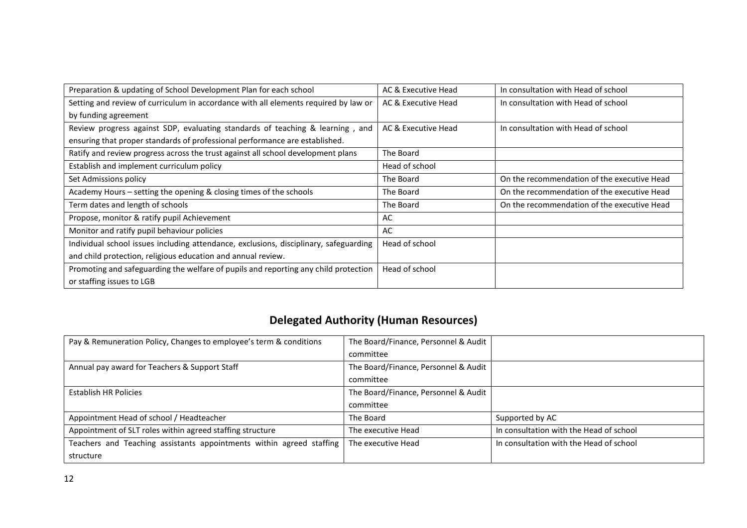| Preparation & updating of School Development Plan for each school | AC & Executive Head | In consultation with Head of school |
|---|---|---|
| Setting and review of curriculum in accordance with all elements required by law or by funding agreement | AC & Executive Head | In consultation with Head of school |
| Review progress against SDP, evaluating standards of teaching & learning , and ensuring that proper standards of professional performance are established. | AC & Executive Head | In consultation with Head of school |
| Ratify and review progress across the trust against all school development plans | The Board | |
| Establish and implement curriculum policy | Head of school | |
| Set Admissions policy | The Board | On the recommendation of the executive Head |
| Academy Hours – setting the opening & closing times of the schools | The Board | On the recommendation of the executive Head |
| Term dates and length of schools | The Board | On the recommendation of the executive Head |
| Propose, monitor & ratify pupil Achievement | AC | |
| Monitor and ratify pupil behaviour policies | AC | |
| Individual school issues including attendance, exclusions, disciplinary, safeguarding and child protection, religious education and annual review. | Head of school | |
| Promoting and safeguarding the welfare of pupils and reporting any child protection or staffing issues to LGB | Head of school | |

## Delegated Authority (Human Resources)

| Pay & Remuneration Policy, Changes to employee's term & conditions | The Board/Finance, Personnel & Audit committee | |
|---|---|---|
| Annual pay award for Teachers & Support Staff | The Board/Finance, Personnel & Audit committee | |
| Establish HR Policies | The Board/Finance, Personnel & Audit committee | |
| Appointment Head of school / Headteacher | The Board | Supported by AC |
| Appointment of SLT roles within agreed staffing structure | The executive Head | In consultation with the Head of school |
| Teachers and Teaching assistants appointments within agreed staffing structure | The executive Head | In consultation with the Head of school |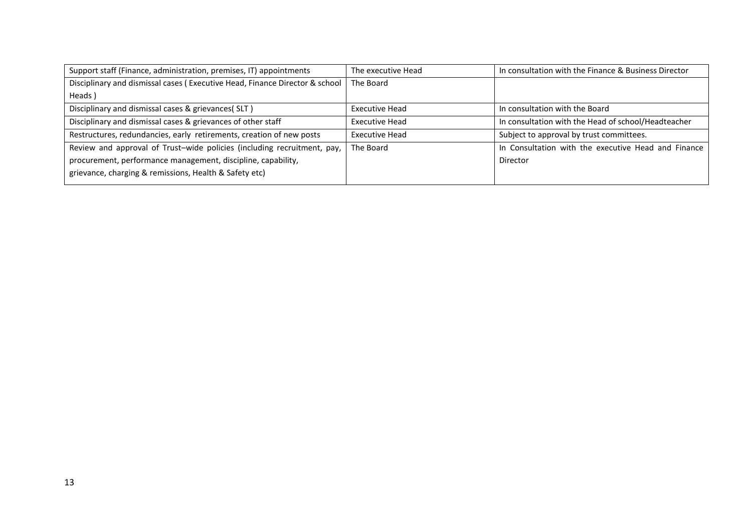| | | |
|---|---|---|
| Support staff (Finance, administration, premises, IT) appointments | The executive Head | In consultation with the Finance & Business Director |
| Disciplinary and dismissal cases ( Executive Head, Finance Director & school Heads ) | The Board | |
| Disciplinary and dismissal cases & grievances( SLT ) | Executive Head | In consultation with the Board |
| Disciplinary and dismissal cases & grievances of other staff | Executive Head | In consultation with the Head of school/Headteacher |
| Restructures, redundancies, early retirements, creation of new posts | Executive Head | Subject to approval by trust committees. |
| Review and approval of Trust–wide policies (including recruitment, pay, procurement, performance management, discipline, capability, grievance, charging & remissions, Health & Safety etc) | The Board | In Consultation with the executive Head and Finance Director |